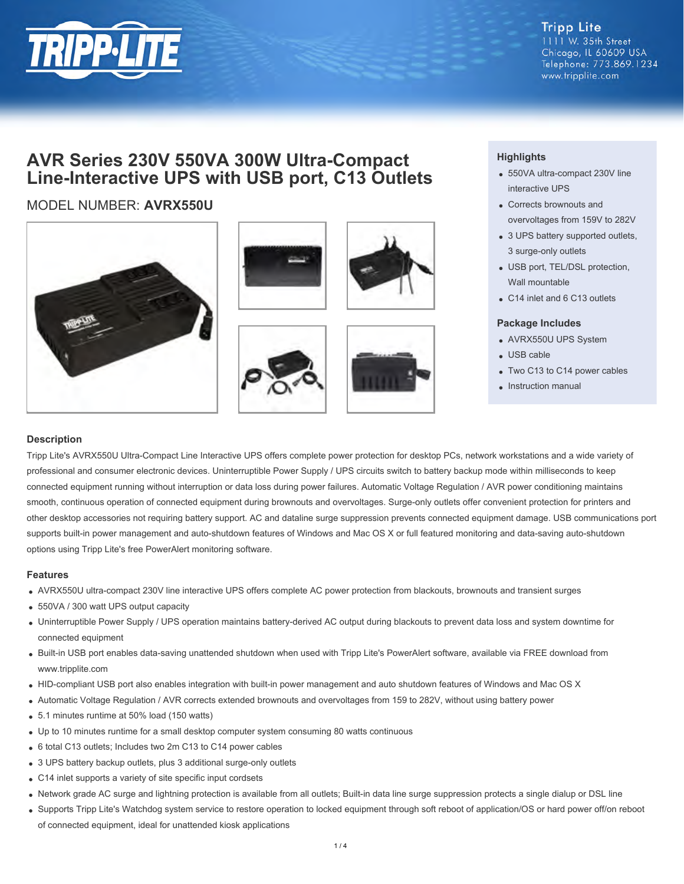Tripp Lite
1111 W. 35th Street
Chicago, IL 60609 USA
Telephone: 773.869.1234
www.tripplite.com

# AVR Series 230V 550VA 300W Ultra-Compact Line-Interactive UPS with USB port, C13 Outlets

MODEL NUMBER: **AVRX550U**

## Highlights

- 550VA ultra-compact 230V line interactive UPS
- Corrects brownouts and overvoltages from 159V to 282V
- 3 UPS battery supported outlets, 3 surge-only outlets
- USB port, TEL/DSL protection, Wall mountable
- C14 inlet and 6 C13 outlets

## Package Includes

- AVRX550U UPS System
- USB cable
- Two C13 to C14 power cables
- Instruction manual

## Description

Tripp Lite's AVRX550U Ultra-Compact Line Interactive UPS offers complete power protection for desktop PCs, network workstations and a wide variety of professional and consumer electronic devices. Uninterruptible Power Supply / UPS circuits switch to battery backup mode within milliseconds to keep connected equipment running without interruption or data loss during power failures. Automatic Voltage Regulation / AVR power conditioning maintains smooth, continuous operation of connected equipment during brownouts and overvoltages. Surge-only outlets offer convenient protection for printers and other desktop accessories not requiring battery support. AC and dataline surge suppression prevents connected equipment damage. USB communications port supports built-in power management and auto-shutdown features of Windows and Mac OS X or full featured monitoring and data-saving auto-shutdown options using Tripp Lite's free PowerAlert monitoring software.

## Features

- AVRX550U ultra-compact 230V line interactive UPS offers complete AC power protection from blackouts, brownouts and transient surges
- 550VA / 300 watt UPS output capacity
- Uninterruptible Power Supply / UPS operation maintains battery-derived AC output during blackouts to prevent data loss and system downtime for connected equipment
- Built-in USB port enables data-saving unattended shutdown when used with Tripp Lite's PowerAlert software, available via FREE download from www.tripplite.com
- HID-compliant USB port also enables integration with built-in power management and auto shutdown features of Windows and Mac OS X
- Automatic Voltage Regulation / AVR corrects extended brownouts and overvoltages from 159 to 282V, without using battery power
- 5.1 minutes runtime at 50% load (150 watts)
- Up to 10 minutes runtime for a small desktop computer system consuming 80 watts continuous
- 6 total C13 outlets; Includes two 2m C13 to C14 power cables
- 3 UPS battery backup outlets, plus 3 additional surge-only outlets
- C14 inlet supports a variety of site specific input cordsets
- Network grade AC surge and lightning protection is available from all outlets; Built-in data line surge suppression protects a single dialup or DSL line
- Supports Tripp Lite's Watchdog system service to restore operation to locked equipment through soft reboot of application/OS or hard power off/on reboot of connected equipment, ideal for unattended kiosk applications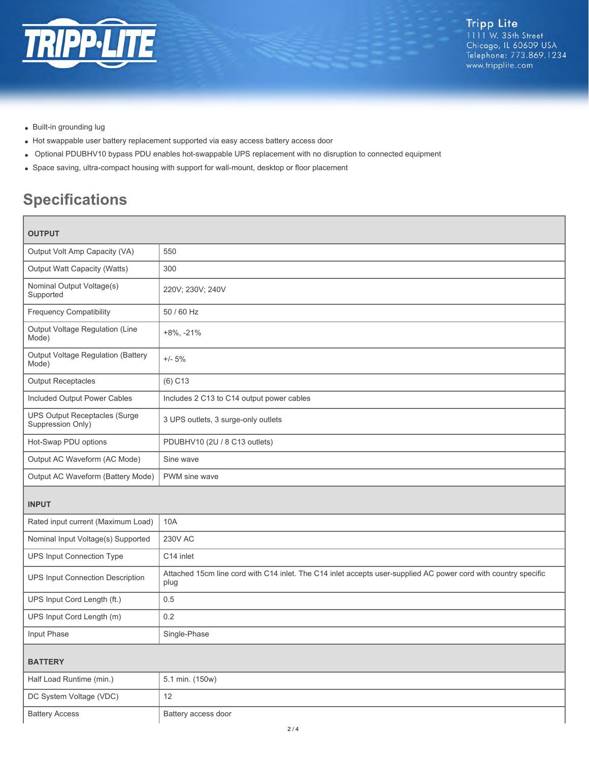- Built-in grounding lug
- Hot swappable user battery replacement supported via easy access battery access door
- Optional PDUBHV10 bypass PDU enables hot-swappable UPS replacement with no disruption to connected equipment
- Space saving, ultra-compact housing with support for wall-mount, desktop or floor placement

## Specifications

| **OUTPUT** | |
|---|---|
| Output Volt Amp Capacity (VA) | 550 |
| Output Watt Capacity (Watts) | 300 |
| Nominal Output Voltage(s) Supported | 220V; 230V; 240V |
| Frequency Compatibility | 50 / 60 Hz |
| Output Voltage Regulation (Line Mode) | +8%, -21% |
| Output Voltage Regulation (Battery Mode) | +/- 5% |
| Output Receptacles | (6) C13 |
| Included Output Power Cables | Includes 2 C13 to C14 output power cables |
| UPS Output Receptacles (Surge Suppression Only) | 3 UPS outlets, 3 surge-only outlets |
| Hot-Swap PDU options | PDUBHV10 (2U / 8 C13 outlets) |
| Output AC Waveform (AC Mode) | Sine wave |
| Output AC Waveform (Battery Mode) | PWM sine wave |
| **INPUT** | |
| Rated input current (Maximum Load) | 10A |
| Nominal Input Voltage(s) Supported | 230V AC |
| UPS Input Connection Type | C14 inlet |
| UPS Input Connection Description | Attached 15cm line cord with C14 inlet. The C14 inlet accepts user-supplied AC power cord with country specific plug |
| UPS Input Cord Length (ft.) | 0.5 |
| UPS Input Cord Length (m) | 0.2 |
| Input Phase | Single-Phase |
| **BATTERY** | |
| Half Load Runtime (min.) | 5.1 min. (150w) |
| DC System Voltage (VDC) | 12 |
| Battery Access | Battery access door |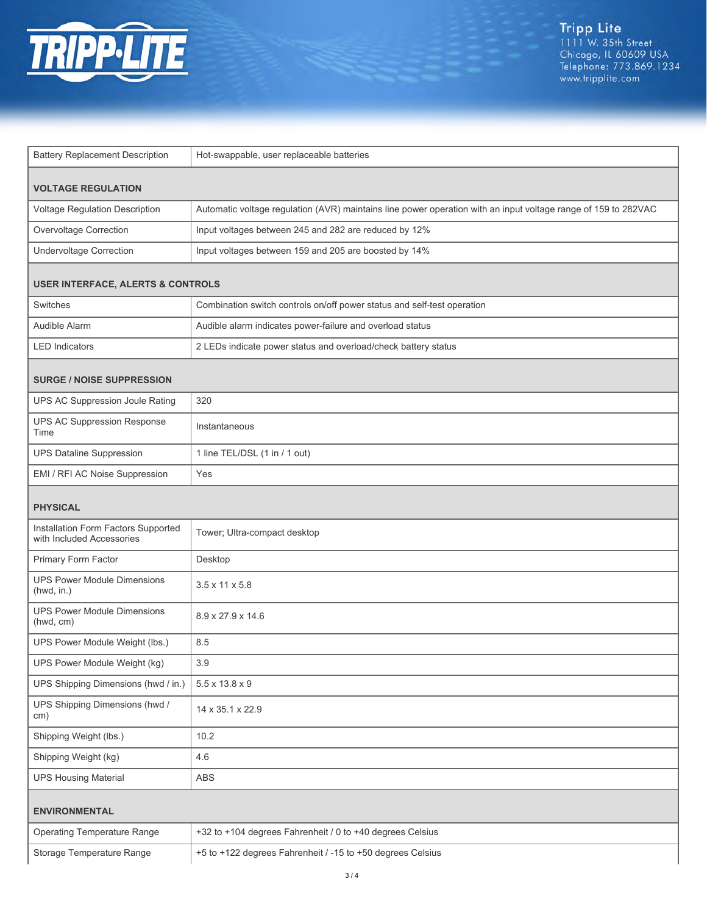| | |
|---|---|
| Battery Replacement Description | Hot-swappable, user replaceable batteries |
| **VOLTAGE REGULATION** | |
| Voltage Regulation Description | Automatic voltage regulation (AVR) maintains line power operation with an input voltage range of 159 to 282VAC |
| Overvoltage Correction | Input voltages between 245 and 282 are reduced by 12% |
| Undervoltage Correction | Input voltages between 159 and 205 are boosted by 14% |
| **USER INTERFACE, ALERTS & CONTROLS** | |
| Switches | Combination switch controls on/off power status and self-test operation |
| Audible Alarm | Audible alarm indicates power-failure and overload status |
| LED Indicators | 2 LEDs indicate power status and overload/check battery status |
| **SURGE / NOISE SUPPRESSION** | |
| UPS AC Suppression Joule Rating | 320 |
| UPS AC Suppression Response Time | Instantaneous |
| UPS Dataline Suppression | 1 line TEL/DSL (1 in / 1 out) |
| EMI / RFI AC Noise Suppression | Yes |
| **PHYSICAL** | |
| Installation Form Factors Supported with Included Accessories | Tower; Ultra-compact desktop |
| Primary Form Factor | Desktop |
| UPS Power Module Dimensions (hwd, in.) | 3.5 x 11 x 5.8 |
| UPS Power Module Dimensions (hwd, cm) | 8.9 x 27.9 x 14.6 |
| UPS Power Module Weight (lbs.) | 8.5 |
| UPS Power Module Weight (kg) | 3.9 |
| UPS Shipping Dimensions (hwd / in.) | 5.5 x 13.8 x 9 |
| UPS Shipping Dimensions (hwd / cm) | 14 x 35.1 x 22.9 |
| Shipping Weight (lbs.) | 10.2 |
| Shipping Weight (kg) | 4.6 |
| UPS Housing Material | ABS |
| **ENVIRONMENTAL** | |
| Operating Temperature Range | +32 to +104 degrees Fahrenheit / 0 to +40 degrees Celsius |
| Storage Temperature Range | +5 to +122 degrees Fahrenheit / -15 to +50 degrees Celsius |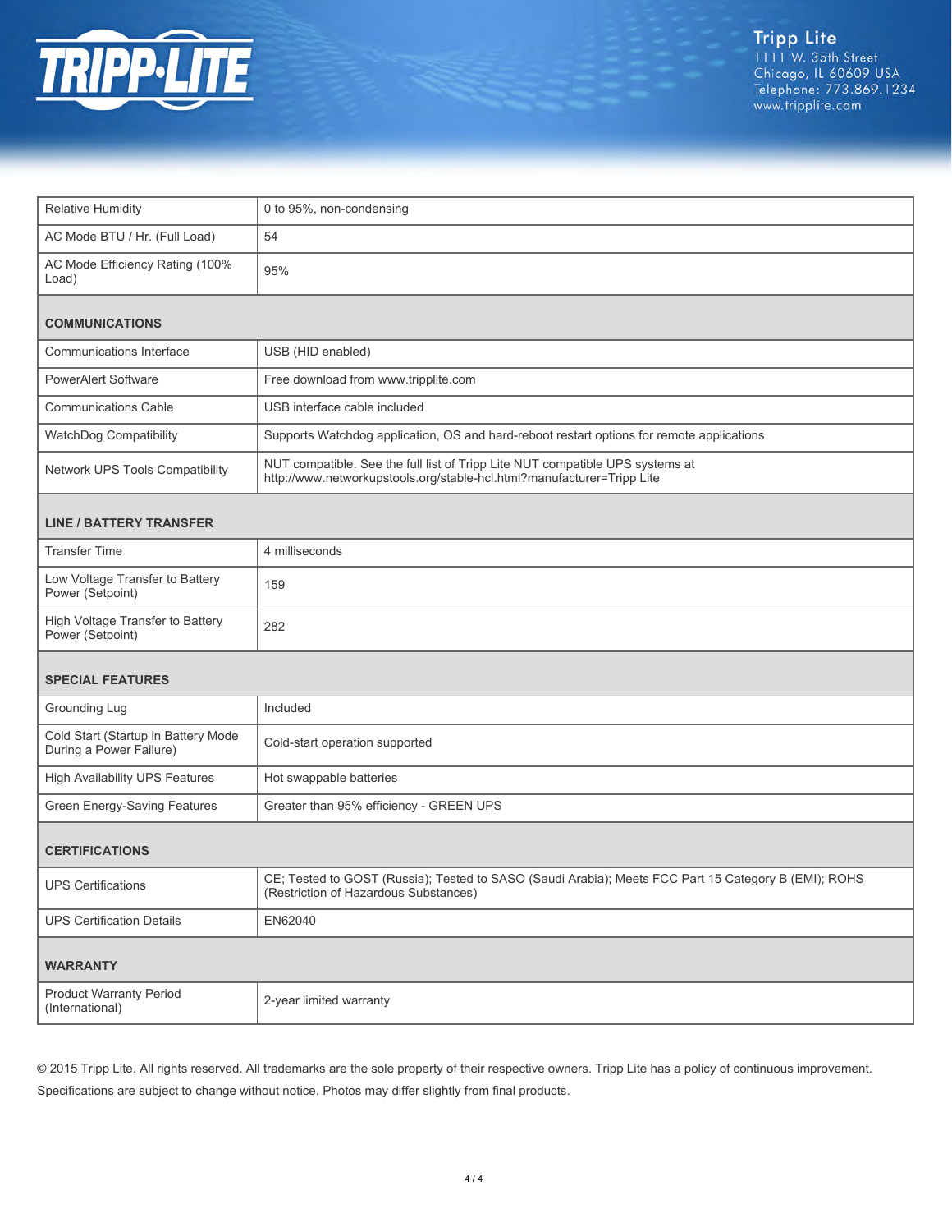| | |
|---|---|
| Relative Humidity | 0 to 95%, non-condensing |
| AC Mode BTU / Hr. (Full Load) | 54 |
| AC Mode Efficiency Rating (100% Load) | 95% |
| **COMMUNICATIONS** | |
| Communications Interface | USB (HID enabled) |
| PowerAlert Software | Free download from www.tripplite.com |
| Communications Cable | USB interface cable included |
| WatchDog Compatibility | Supports Watchdog application, OS and hard-reboot restart options for remote applications |
| Network UPS Tools Compatibility | NUT compatible. See the full list of Tripp Lite NUT compatible UPS systems at http://www.networkupstools.org/stable-hcl.html?manufacturer=Tripp Lite |
| **LINE / BATTERY TRANSFER** | |
| Transfer Time | 4 milliseconds |
| Low Voltage Transfer to Battery Power (Setpoint) | 159 |
| High Voltage Transfer to Battery Power (Setpoint) | 282 |
| **SPECIAL FEATURES** | |
| Grounding Lug | Included |
| Cold Start (Startup in Battery Mode During a Power Failure) | Cold-start operation supported |
| High Availability UPS Features | Hot swappable batteries |
| Green Energy-Saving Features | Greater than 95% efficiency - GREEN UPS |
| **CERTIFICATIONS** | |
| UPS Certifications | CE; Tested to GOST (Russia); Tested to SASO (Saudi Arabia); Meets FCC Part 15 Category B (EMI); ROHS (Restriction of Hazardous Substances) |
| UPS Certification Details | EN62040 |
| **WARRANTY** | |
| Product Warranty Period (International) | 2-year limited warranty |

© 2015 Tripp Lite. All rights reserved. All trademarks are the sole property of their respective owners. Tripp Lite has a policy of continuous improvement. Specifications are subject to change without notice. Photos may differ slightly from final products.